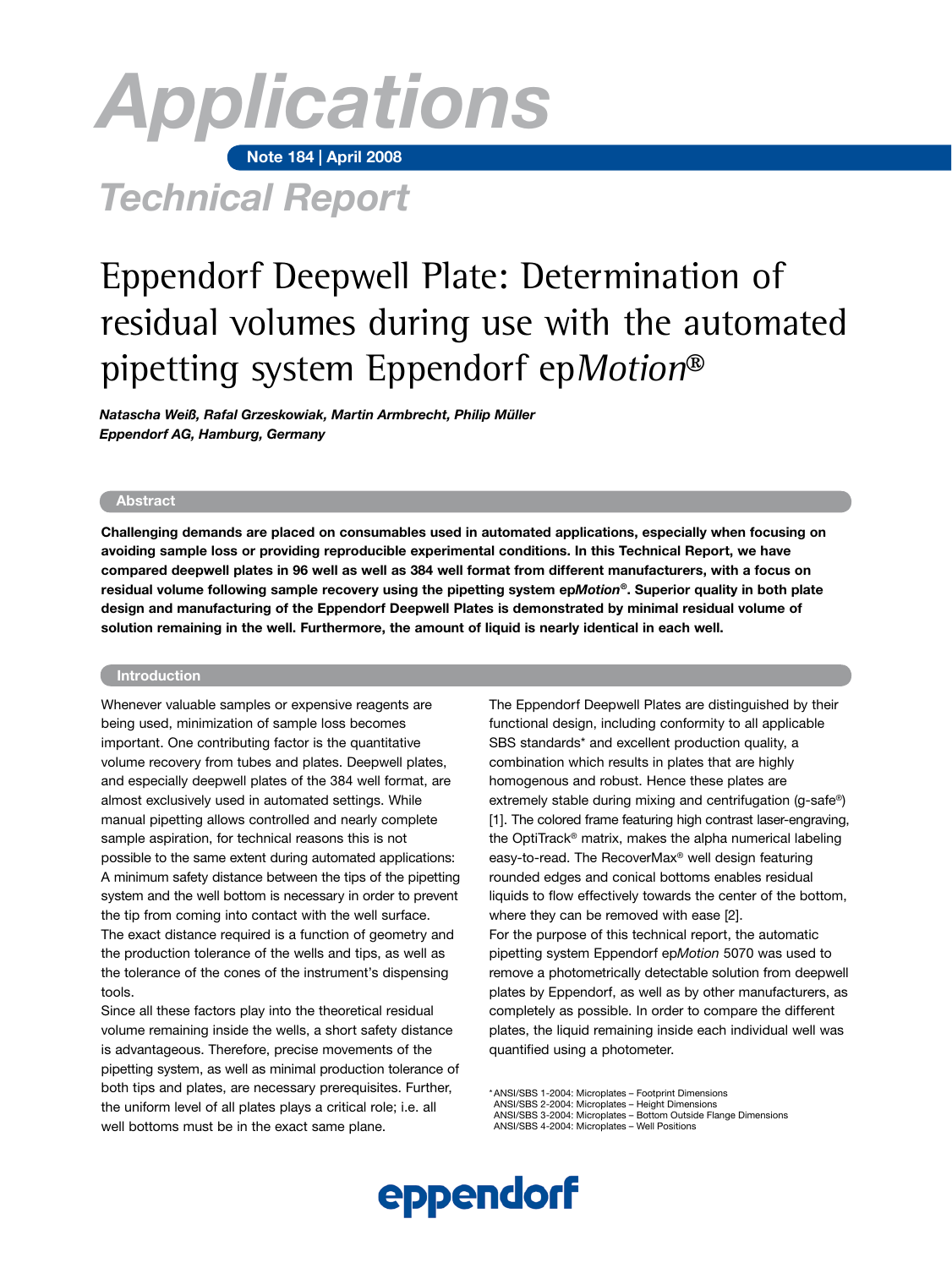# Applications

**Note 184 | April 2008**

## Technical Report

# Eppendorf Deepwell Plate: Determination of residual volumes during use with the automated pipetting system Eppendorf ep*Motion*®

***Natascha Weiß, Rafal Grzeskowiak, Martin Armbrecht, Philip Müller***
***Eppendorf AG, Hamburg, Germany***

## Abstract

**Challenging demands are placed on consumables used in automated applications, especially when focusing on avoiding sample loss or providing reproducible experimental conditions. In this Technical Report, we have compared deepwell plates in 96 well as well as 384 well format from different manufacturers, with a focus on residual volume following sample recovery using the pipetting system ep*Motion*®. Superior quality in both plate design and manufacturing of the Eppendorf Deepwell Plates is demonstrated by minimal residual volume of solution remaining in the well. Furthermore, the amount of liquid is nearly identical in each well.**

## Introduction

Whenever valuable samples or expensive reagents are being used, minimization of sample loss becomes important. One contributing factor is the quantitative volume recovery from tubes and plates. Deepwell plates, and especially deepwell plates of the 384 well format, are almost exclusively used in automated settings. While manual pipetting allows controlled and nearly complete sample aspiration, for technical reasons this is not possible to the same extent during automated applications: A minimum safety distance between the tips of the pipetting system and the well bottom is necessary in order to prevent the tip from coming into contact with the well surface. The exact distance required is a function of geometry and the production tolerance of the wells and tips, as well as the tolerance of the cones of the instrument's dispensing tools.

Since all these factors play into the theoretical residual volume remaining inside the wells, a short safety distance is advantageous. Therefore, precise movements of the pipetting system, as well as minimal production tolerance of both tips and plates, are necessary prerequisites. Further, the uniform level of all plates plays a critical role; i.e. all well bottoms must be in the exact same plane.

The Eppendorf Deepwell Plates are distinguished by their functional design, including conformity to all applicable SBS standards* and excellent production quality, a combination which results in plates that are highly homogenous and robust. Hence these plates are extremely stable during mixing and centrifugation (g-safe®) [1]. The colored frame featuring high contrast laser-engraving, the OptiTrack® matrix, makes the alpha numerical labeling easy-to-read. The RecoverMax® well design featuring rounded edges and conical bottoms enables residual liquids to flow effectively towards the center of the bottom, where they can be removed with ease [2].

For the purpose of this technical report, the automatic pipetting system Eppendorf ep*Motion* 5070 was used to remove a photometrically detectable solution from deepwell plates by Eppendorf, as well as by other manufacturers, as completely as possible. In order to compare the different plates, the liquid remaining inside each individual well was quantified using a photometer.

*ANSI/SBS 1-2004: Microplates – Footprint Dimensions
ANSI/SBS 2-2004: Microplates – Height Dimensions
ANSI/SBS 3-2004: Microplates – Bottom Outside Flange Dimensions
ANSI/SBS 4-2004: Microplates – Well Positions

eppendorf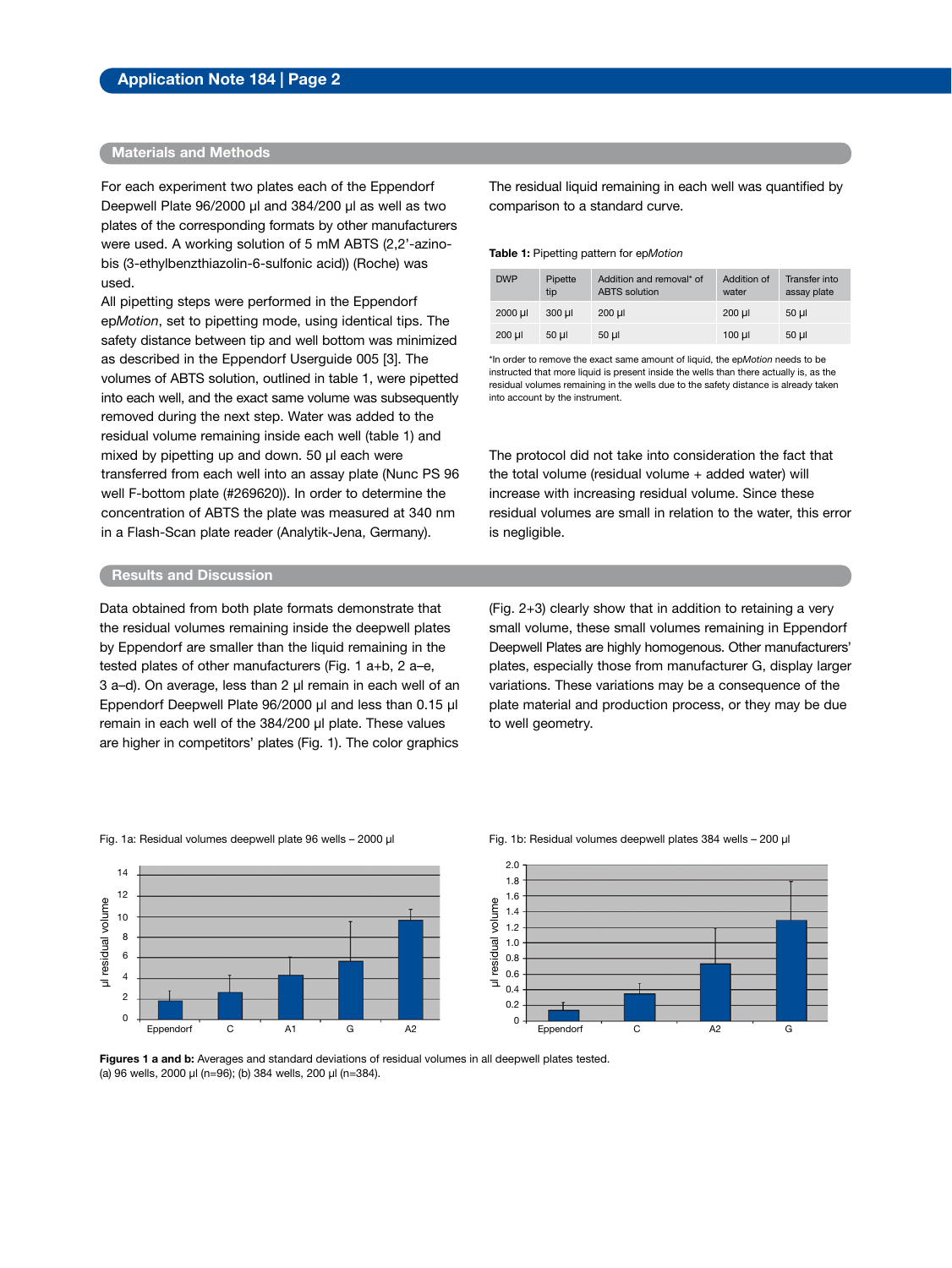## Materials and Methods

For each experiment two plates each of the Eppendorf Deepwell Plate 96/2000 µl and 384/200 µl as well as two plates of the corresponding formats by other manufacturers were used. A working solution of 5 mM ABTS (2,2'-azino-bis (3-ethylbenzthiazolin-6-sulfonic acid)) (Roche) was used.

All pipetting steps were performed in the Eppendorf ep*Motion*, set to pipetting mode, using identical tips. The safety distance between tip and well bottom was minimized as described in the Eppendorf Userguide 005 [3]. The volumes of ABTS solution, outlined in table 1, were pipetted into each well, and the exact same volume was subsequently removed during the next step. Water was added to the residual volume remaining inside each well (table 1) and mixed by pipetting up and down. 50 µl each were transferred from each well into an assay plate (Nunc PS 96 well F-bottom plate (#269620)). In order to determine the concentration of ABTS the plate was measured at 340 nm in a Flash-Scan plate reader (Analytik-Jena, Germany).

The residual liquid remaining in each well was quantified by comparison to a standard curve.

**Table 1:** Pipetting pattern for ep*Motion*

| DWP | Pipette tip | Addition and removal* of ABTS solution | Addition of water | Transfer into assay plate |
|---|---|---|---|---|
| 2000 µl | 300 µl | 200 µl | 200 µl | 50 µl |
| 200 µl | 50 µl | 50 µl | 100 µl | 50 µl |

*In order to remove the exact same amount of liquid, the ep*Motion* needs to be instructed that more liquid is present inside the wells than there actually is, as the residual volumes remaining in the wells due to the safety distance is already taken into account by the instrument.

The protocol did not take into consideration the fact that the total volume (residual volume + added water) will increase with increasing residual volume. Since these residual volumes are small in relation to the water, this error is negligible.

## Results and Discussion

Data obtained from both plate formats demonstrate that the residual volumes remaining inside the deepwell plates by Eppendorf are smaller than the liquid remaining in the tested plates of other manufacturers (Fig. 1 a+b, 2 a–e, 3 a–d). On average, less than 2 µl remain in each well of an Eppendorf Deepwell Plate 96/2000 µl and less than 0.15 µl remain in each well of the 384/200 µl plate. These values are higher in competitors' plates (Fig. 1). The color graphics (Fig. 2+3) clearly show that in addition to retaining a very small volume, these small volumes remaining in Eppendorf Deepwell Plates are highly homogenous. Other manufacturers' plates, especially those from manufacturer G, display larger variations. These variations may be a consequence of the plate material and production process, or they may be due to well geometry.

Fig. 1a: Residual volumes deepwell plate 96 wells – 2000 µl

Fig. 1b: Residual volumes deepwell plates 384 wells – 200 µl

**Figures 1 a and b:** Averages and standard deviations of residual volumes in all deepwell plates tested. (a) 96 wells, 2000 µl (n=96); (b) 384 wells, 200 µl (n=384).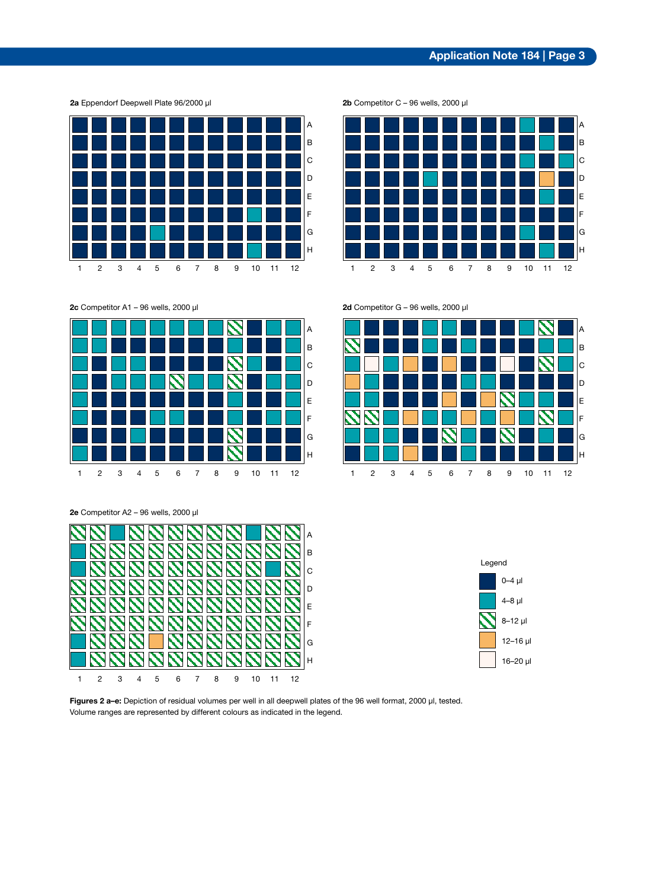**2a** Eppendorf Deepwell Plate 96/2000 µl

**2b** Competitor C – 96 wells, 2000 µl

**2c** Competitor A1 – 96 wells, 2000 µl

**2d** Competitor G – 96 wells, 2000 µl

**2e** Competitor A2 – 96 wells, 2000 µl

Legend

- 0–4 µl
- 4–8 µl
- 8–12 µl
- 12–16 µl
- 16–20 µl

**Figures 2 a–e:** Depiction of residual volumes per well in all deepwell plates of the 96 well format, 2000 µl, tested. Volume ranges are represented by different colours as indicated in the legend.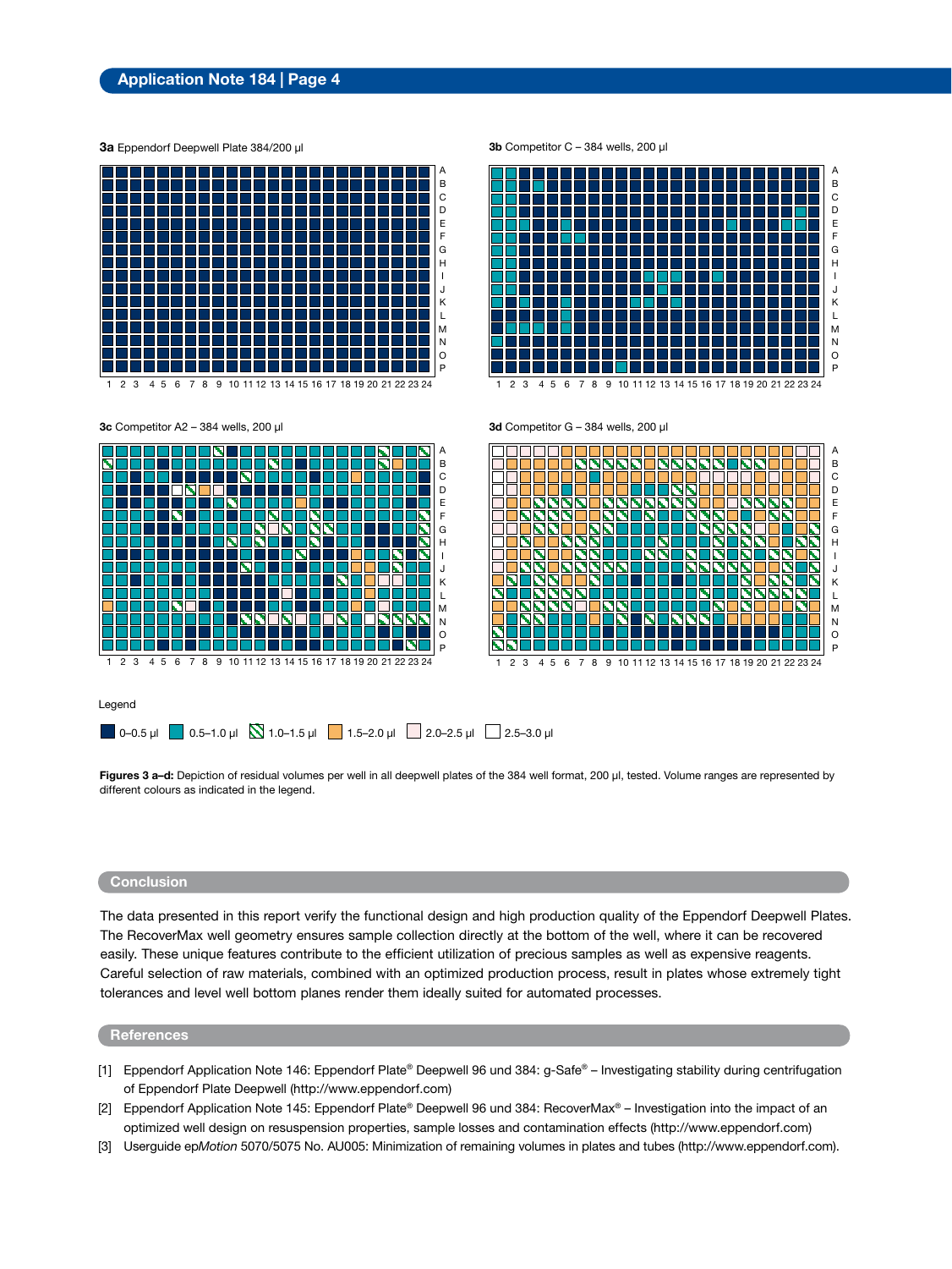**3a** Eppendorf Deepwell Plate 384/200 µl

**3b** Competitor C – 384 wells, 200 µl

**3c** Competitor A2 – 384 wells, 200 µl

**3d** Competitor G – 384 wells, 200 µl

Legend

0–0.5 µl | 0.5–1.0 µl | 1.0–1.5 µl | 1.5–2.0 µl | 2.0–2.5 µl | 2.5–3.0 µl

**Figures 3 a–d:** Depiction of residual volumes per well in all deepwell plates of the 384 well format, 200 µl, tested. Volume ranges are represented by different colours as indicated in the legend.

## Conclusion

The data presented in this report verify the functional design and high production quality of the Eppendorf Deepwell Plates. The RecoverMax well geometry ensures sample collection directly at the bottom of the well, where it can be recovered easily. These unique features contribute to the efficient utilization of precious samples as well as expensive reagents. Careful selection of raw materials, combined with an optimized production process, result in plates whose extremely tight tolerances and level well bottom planes render them ideally suited for automated processes.

## References

[1] Eppendorf Application Note 146: Eppendorf Plate® Deepwell 96 und 384: g-Safe® – Investigating stability during centrifugation of Eppendorf Plate Deepwell (http://www.eppendorf.com)

[2] Eppendorf Application Note 145: Eppendorf Plate® Deepwell 96 und 384: RecoverMax® – Investigation into the impact of an optimized well design on resuspension properties, sample losses and contamination effects (http://www.eppendorf.com)

[3] Userguide ep*Motion* 5070/5075 No. AU005: Minimization of remaining volumes in plates and tubes (http://www.eppendorf.com).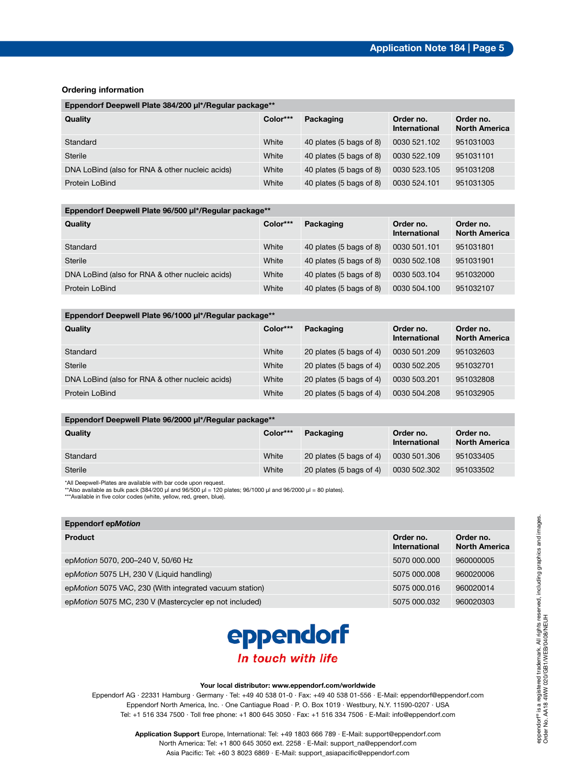## Ordering information

| Eppendorf Deepwell Plate 384/200 µl*/Regular package** | | | | |
|---|---|---|---|---|
| **Quality** | **Color*** ** | **Packaging** | **Order no. International** | **Order no. North America** |
| Standard | White | 40 plates (5 bags of 8) | 0030 521.102 | 951031003 |
| Sterile | White | 40 plates (5 bags of 8) | 0030 522.109 | 951031101 |
| DNA LoBind (also for RNA & other nucleic acids) | White | 40 plates (5 bags of 8) | 0030 523.105 | 951031208 |
| Protein LoBind | White | 40 plates (5 bags of 8) | 0030 524.101 | 951031305 |

| Eppendorf Deepwell Plate 96/500 µl*/Regular package** | | | | |
|---|---|---|---|---|
| **Quality** | **Color***** | **Packaging** | **Order no. International** | **Order no. North America** |
| Standard | White | 40 plates (5 bags of 8) | 0030 501.101 | 951031801 |
| Sterile | White | 40 plates (5 bags of 8) | 0030 502.108 | 951031901 |
| DNA LoBind (also for RNA & other nucleic acids) | White | 40 plates (5 bags of 8) | 0030 503.104 | 951032000 |
| Protein LoBind | White | 40 plates (5 bags of 8) | 0030 504.100 | 951032107 |

| Eppendorf Deepwell Plate 96/1000 µl*/Regular package** | | | | |
|---|---|---|---|---|
| **Quality** | **Color***** | **Packaging** | **Order no. International** | **Order no. North America** |
| Standard | White | 20 plates (5 bags of 4) | 0030 501.209 | 951032603 |
| Sterile | White | 20 plates (5 bags of 4) | 0030 502.205 | 951032701 |
| DNA LoBind (also for RNA & other nucleic acids) | White | 20 plates (5 bags of 4) | 0030 503.201 | 951032808 |
| Protein LoBind | White | 20 plates (5 bags of 4) | 0030 504.208 | 951032905 |

| Eppendorf Deepwell Plate 96/2000 µl*/Regular package** | | | | |
|---|---|---|---|---|
| **Quality** | **Color***** | **Packaging** | **Order no. International** | **Order no. North America** |
| Standard | White | 20 plates (5 bags of 4) | 0030 501.306 | 951033405 |
| Sterile | White | 20 plates (5 bags of 4) | 0030 502.302 | 951033502 |

*All Deepwell-Plates are available with bar code upon request.
**Also available as bulk pack (384/200 µl and 96/500 µl = 120 plates; 96/1000 µl and 96/2000 µl = 80 plates).
***Available in five color codes (white, yellow, red, green, blue).

| Eppendorf ep*Motion* | | |
|---|---|---|
| **Product** | **Order no. International** | **Order no. North America** |
| ep*Motion* 5070, 200–240 V, 50/60 Hz | 5070 000.000 | 960000005 |
| ep*Motion* 5075 LH, 230 V (Liquid handling) | 5075 000.008 | 960020006 |
| ep*Motion* 5075 VAC, 230 (With integrated vacuum station) | 5075 000.016 | 960020014 |
| ep*Motion* 5075 MC, 230 V (Mastercycler ep not included) | 5075 000.032 | 960020303 |

**eppendorf**
*In touch with life*

**Your local distributor: www.eppendorf.com/worldwide**
Eppendorf AG · 22331 Hamburg · Germany · Tel: +49 40 538 01-0 · Fax: +49 40 538 01-556 · E-Mail: eppendorf@eppendorf.com
Eppendorf North America, Inc. · One Cantiague Road · P. O. Box 1019 · Westbury, N.Y. 11590-0207 · USA
Tel: +1 516 334 7500 · Toll free phone: +1 800 645 3050 · Fax: +1 516 334 7506 · E-Mail: info@eppendorf.com

**Application Support** Europe, International: Tel: +49 1803 666 789 · E-Mail: support@eppendorf.com
North America: Tel: +1 800 645 3050 ext. 2258 · E-Mail: support_na@eppendorf.com
Asia Pacific: Tel: +60 3 8023 6869 · E-Mail: support_asiapacific@eppendorf.com

eppendorf® is a registered trademark. All rights reserved, including graphics and images.
Order No. AA18 4WW 020/GB1/WEB/0408/NEUH